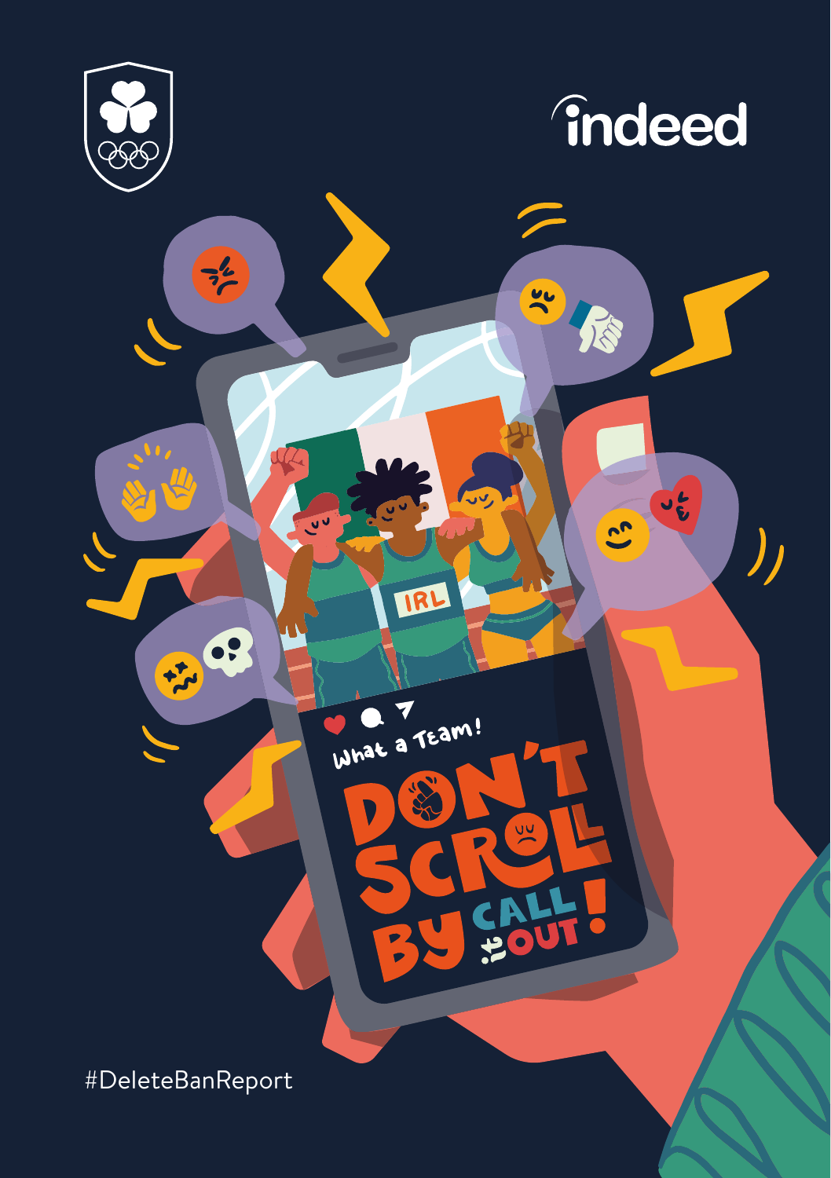indeed

What a Team!

# DON'T SCROLL BY CALL IT OUT!

#DeleteBanReport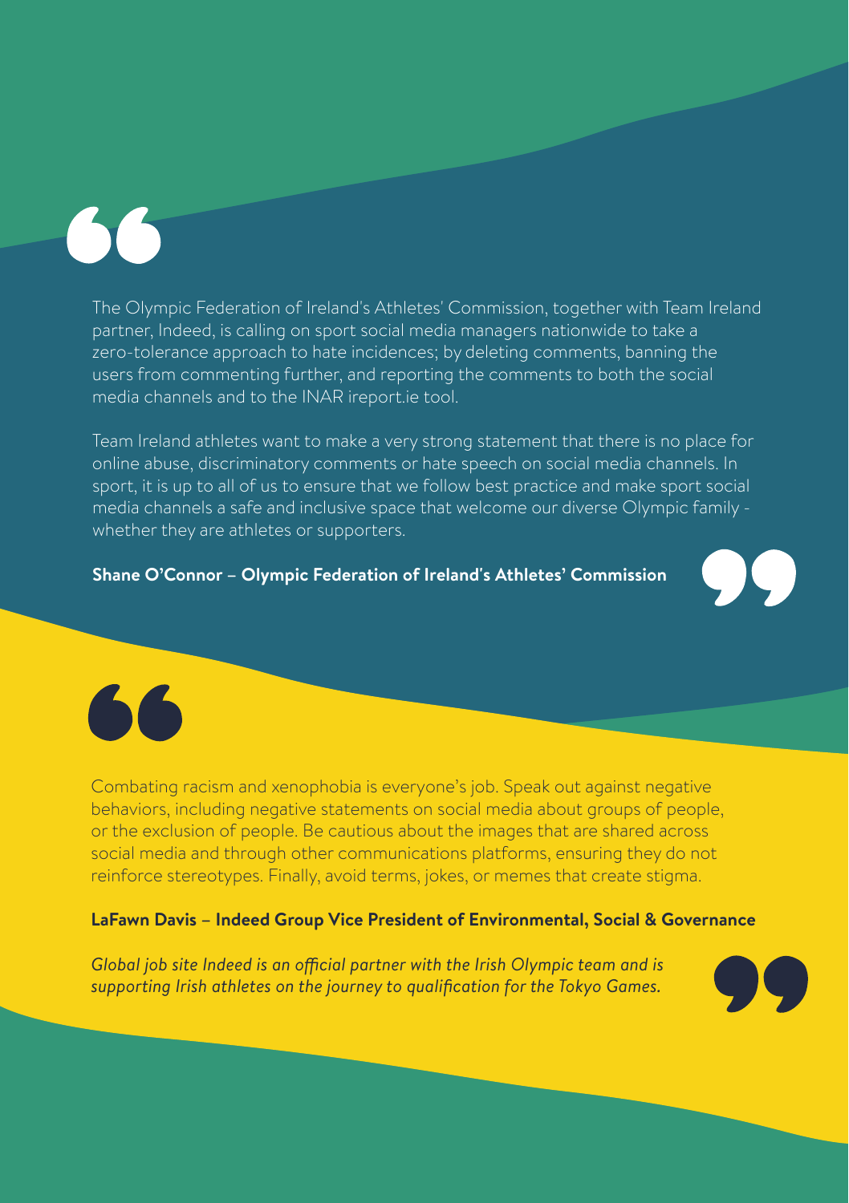The Olympic Federation of Ireland's Athletes' Commission, together with Team Ireland partner, Indeed, is calling on sport social media managers nationwide to take a zero-tolerance approach to hate incidences; by deleting comments, banning the users from commenting further, and reporting the comments to both the social media channels and to the INAR ireport.ie tool.

Team Ireland athletes want to make a very strong statement that there is no place for online abuse, discriminatory comments or hate speech on social media channels. In sport, it is up to all of us to ensure that we follow best practice and make sport social media channels a safe and inclusive space that welcome our diverse Olympic family - whether they are athletes or supporters.

**Shane O'Connor – Olympic Federation of Ireland's Athletes' Commission**

Combating racism and xenophobia is everyone's job. Speak out against negative behaviors, including negative statements on social media about groups of people, or the exclusion of people. Be cautious about the images that are shared across social media and through other communications platforms, ensuring they do not reinforce stereotypes. Finally, avoid terms, jokes, or memes that create stigma.

**LaFawn Davis – Indeed Group Vice President of Environmental, Social & Governance**

*Global job site Indeed is an official partner with the Irish Olympic team and is supporting Irish athletes on the journey to qualification for the Tokyo Games.*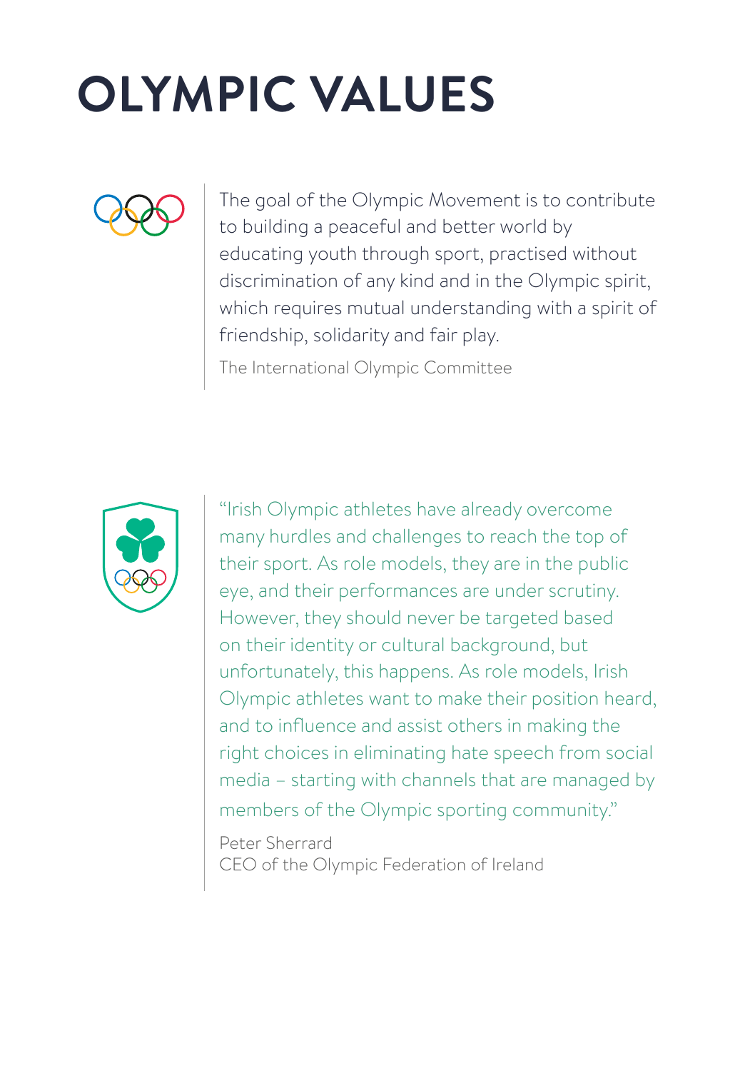# OLYMPIC VALUES

The goal of the Olympic Movement is to contribute to building a peaceful and better world by educating youth through sport, practised without discrimination of any kind and in the Olympic spirit, which requires mutual understanding with a spirit of friendship, solidarity and fair play.

The International Olympic Committee

"Irish Olympic athletes have already overcome many hurdles and challenges to reach the top of their sport. As role models, they are in the public eye, and their performances are under scrutiny. However, they should never be targeted based on their identity or cultural background, but unfortunately, this happens. As role models, Irish Olympic athletes want to make their position heard, and to influence and assist others in making the right choices in eliminating hate speech from social media – starting with channels that are managed by members of the Olympic sporting community."

Peter Sherrard
CEO of the Olympic Federation of Ireland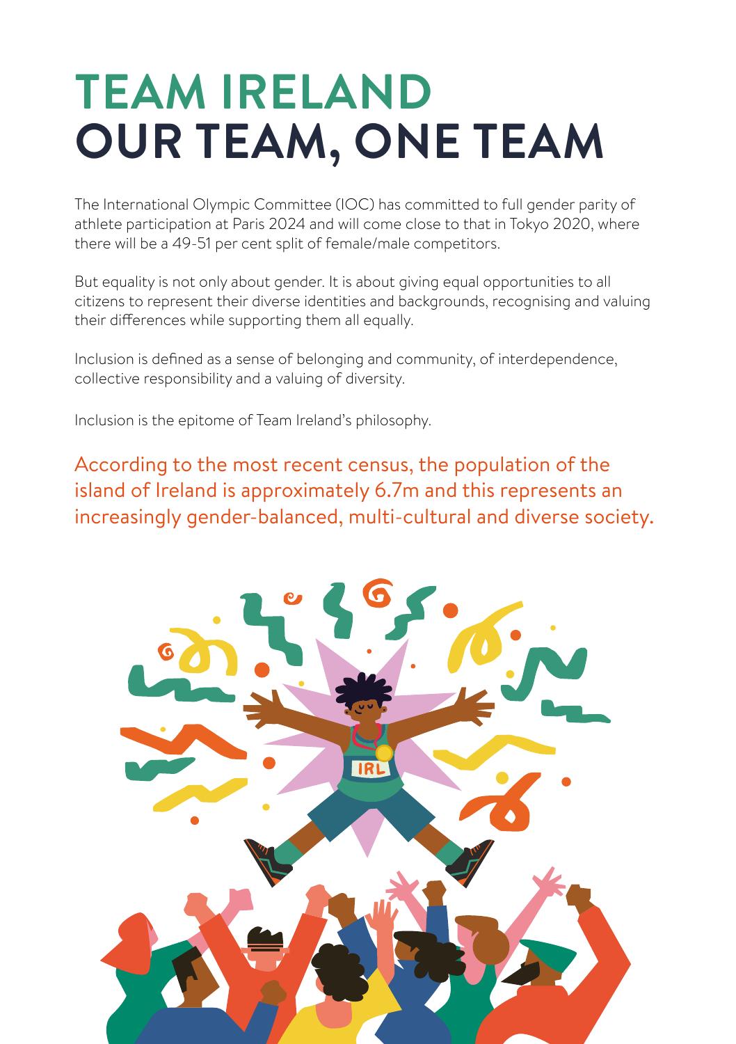# TEAM IRELAND
# OUR TEAM, ONE TEAM

The International Olympic Committee (IOC) has committed to full gender parity of athlete participation at Paris 2024 and will come close to that in Tokyo 2020, where there will be a 49-51 per cent split of female/male competitors.

But equality is not only about gender. It is about giving equal opportunities to all citizens to represent their diverse identities and backgrounds, recognising and valuing their differences while supporting them all equally.

Inclusion is defined as a sense of belonging and community, of interdependence, collective responsibility and a valuing of diversity.

Inclusion is the epitome of Team Ireland's philosophy.

According to the most recent census, the population of the island of Ireland is approximately 6.7m and this represents an increasingly gender-balanced, multi-cultural and diverse society.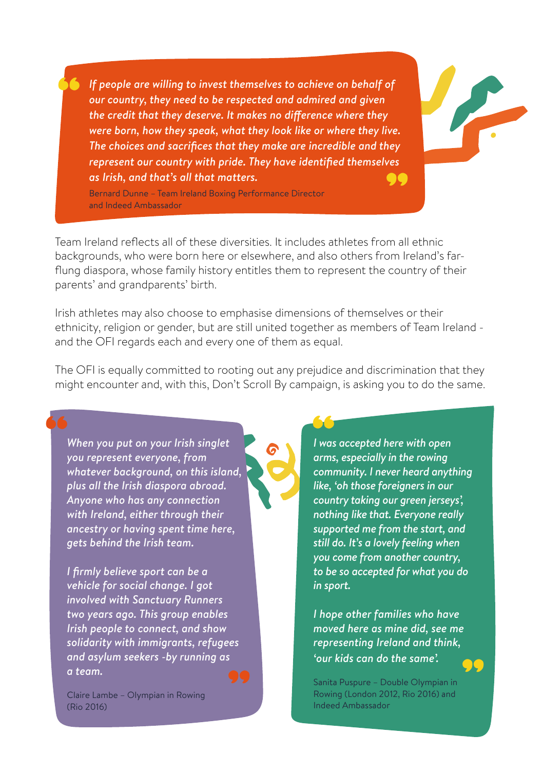> *If people are willing to invest themselves to achieve on behalf of our country, they need to be respected and admired and given the credit that they deserve. It makes no difference where they were born, how they speak, what they look like or where they live. The choices and sacrifices that they make are incredible and they represent our country with pride. They have identified themselves as Irish, and that's all that matters.*
>
> Bernard Dunne – Team Ireland Boxing Performance Director and Indeed Ambassador

Team Ireland reflects all of these diversities. It includes athletes from all ethnic backgrounds, who were born here or elsewhere, and also others from Ireland's far-flung diaspora, whose family history entitles them to represent the country of their parents' and grandparents' birth.

Irish athletes may also choose to emphasise dimensions of themselves or their ethnicity, religion or gender, but are still united together as members of Team Ireland - and the OFI regards each and every one of them as equal.

The OFI is equally committed to rooting out any prejudice and discrimination that they might encounter and, with this, Don't Scroll By campaign, is asking you to do the same.

> *When you put on your Irish singlet you represent everyone, from whatever background, on this island, plus all the Irish diaspora abroad. Anyone who has any connection with Ireland, either through their ancestry or having spent time here, gets behind the Irish team.*
>
> *I firmly believe sport can be a vehicle for social change. I got involved with Sanctuary Runners two years ago. This group enables Irish people to connect, and show solidarity with immigrants, refugees and asylum seekers -by running as a team.*
>
> Claire Lambe – Olympian in Rowing (Rio 2016)

> *I was accepted here with open arms, especially in the rowing community. I never heard anything like, 'oh those foreigners in our country taking our green jerseys', nothing like that. Everyone really supported me from the start, and still do. It's a lovely feeling when you come from another country, to be so accepted for what you do in sport.*
>
> *I hope other families who have moved here as mine did, see me representing Ireland and think, 'our kids can do the same'.*
>
> Sanita Puspure – Double Olympian in Rowing (London 2012, Rio 2016) and Indeed Ambassador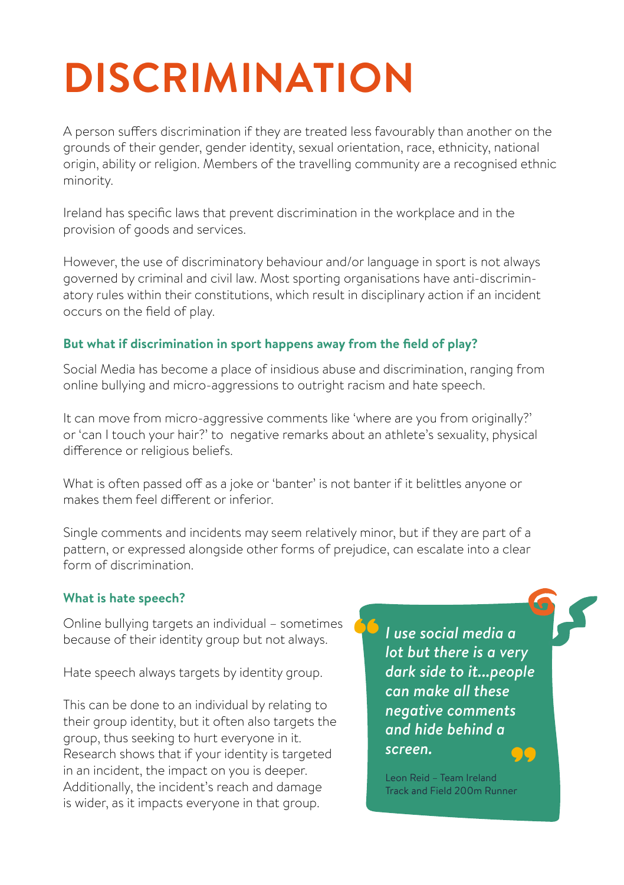# DISCRIMINATION

A person suffers discrimination if they are treated less favourably than another on the grounds of their gender, gender identity, sexual orientation, race, ethnicity, national origin, ability or religion. Members of the travelling community are a recognised ethnic minority.

Ireland has specific laws that prevent discrimination in the workplace and in the provision of goods and services.

However, the use of discriminatory behaviour and/or language in sport is not always governed by criminal and civil law. Most sporting organisations have anti-discriminatory rules within their constitutions, which result in disciplinary action if an incident occurs on the field of play.

### But what if discrimination in sport happens away from the field of play?

Social Media has become a place of insidious abuse and discrimination, ranging from online bullying and micro-aggressions to outright racism and hate speech.

It can move from micro-aggressive comments like 'where are you from originally?' or 'can I touch your hair?' to negative remarks about an athlete's sexuality, physical difference or religious beliefs.

What is often passed off as a joke or 'banter' is not banter if it belittles anyone or makes them feel different or inferior.

Single comments and incidents may seem relatively minor, but if they are part of a pattern, or expressed alongside other forms of prejudice, can escalate into a clear form of discrimination.

### What is hate speech?

Online bullying targets an individual – sometimes because of their identity group but not always.

Hate speech always targets by identity group.

This can be done to an individual by relating to their group identity, but it often also targets the group, thus seeking to hurt everyone in it. Research shows that if your identity is targeted in an incident, the impact on you is deeper. Additionally, the incident's reach and damage is wider, as it impacts everyone in that group.

> ***I use social media a lot but there is a very dark side to it...people can make all these negative comments and hide behind a screen.***
>
> Leon Reid – Team Ireland Track and Field 200m Runner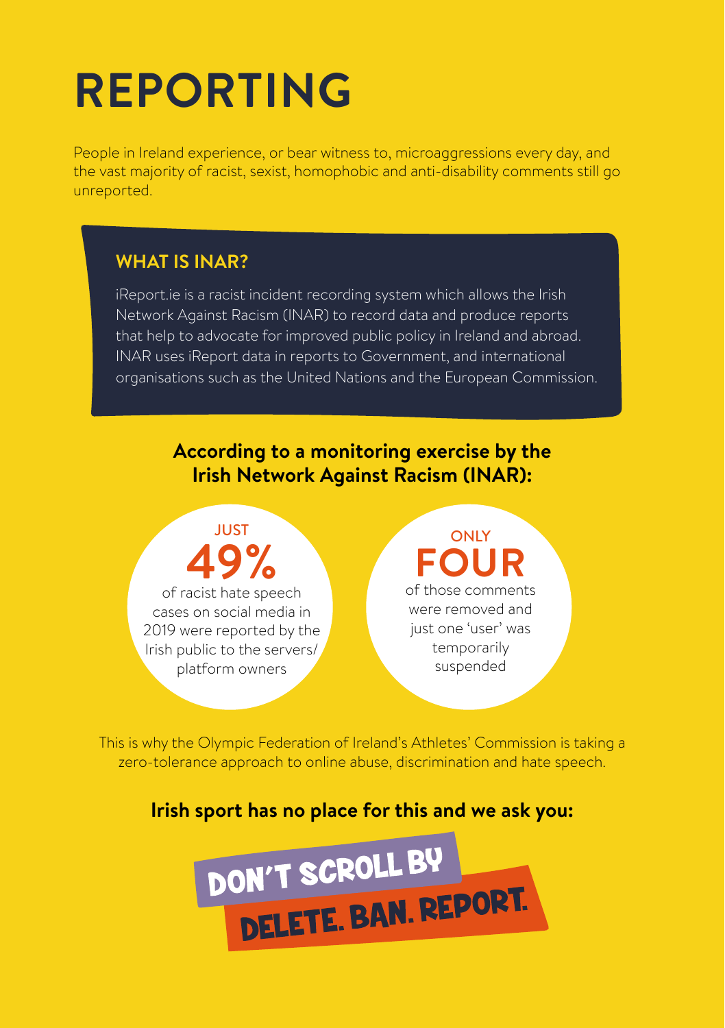# REPORTING

People in Ireland experience, or bear witness to, microaggressions every day, and the vast majority of racist, sexist, homophobic and anti-disability comments still go unreported.

## WHAT IS INAR?

iReport.ie is a racist incident recording system which allows the Irish Network Against Racism (INAR) to record data and produce reports that help to advocate for improved public policy in Ireland and abroad. INAR uses iReport data in reports to Government, and international organisations such as the United Nations and the European Commission.

**According to a monitoring exercise by the Irish Network Against Racism (INAR):**

JUST **49%** of racist hate speech cases on social media in 2019 were reported by the Irish public to the servers/platform owners

ONLY **FOUR** of those comments were removed and just one 'user' was temporarily suspended

This is why the Olympic Federation of Ireland's Athletes' Commission is taking a zero-tolerance approach to online abuse, discrimination and hate speech.

**Irish sport has no place for this and we ask you:**

**DON'T SCROLL BY**

**DELETE. BAN. REPORT.**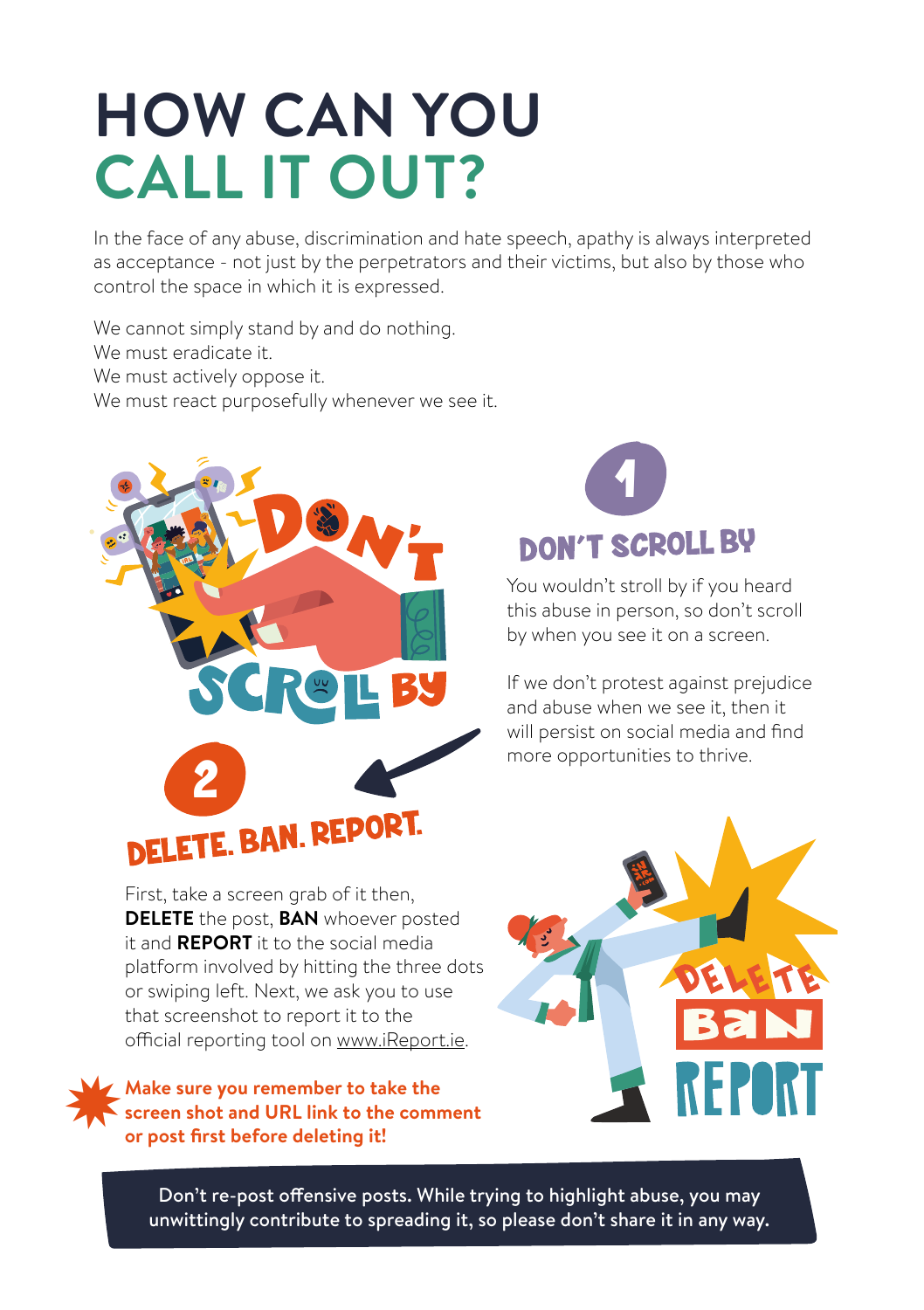# HOW CAN YOU CALL IT OUT?

In the face of any abuse, discrimination and hate speech, apathy is always interpreted as acceptance - not just by the perpetrators and their victims, but also by those who control the space in which it is expressed.

We cannot simply stand by and do nothing.
We must eradicate it.
We must actively oppose it.
We must react purposefully whenever we see it.

## 1 DON'T SCROLL BY

You wouldn't stroll by if you heard this abuse in person, so don't scroll by when you see it on a screen.

If we don't protest against prejudice and abuse when we see it, then it will persist on social media and find more opportunities to thrive.

## 2 DELETE. BAN. REPORT.

First, take a screen grab of it then, **DELETE** the post, **BAN** whoever posted it and **REPORT** it to the social media platform involved by hitting the three dots or swiping left. Next, we ask you to use that screenshot to report it to the official reporting tool on www.iReport.ie.

**Make sure you remember to take the screen shot and URL link to the comment or post first before deleting it!**

Don't re-post offensive posts. While trying to highlight abuse, you may unwittingly contribute to spreading it, so please don't share it in any way.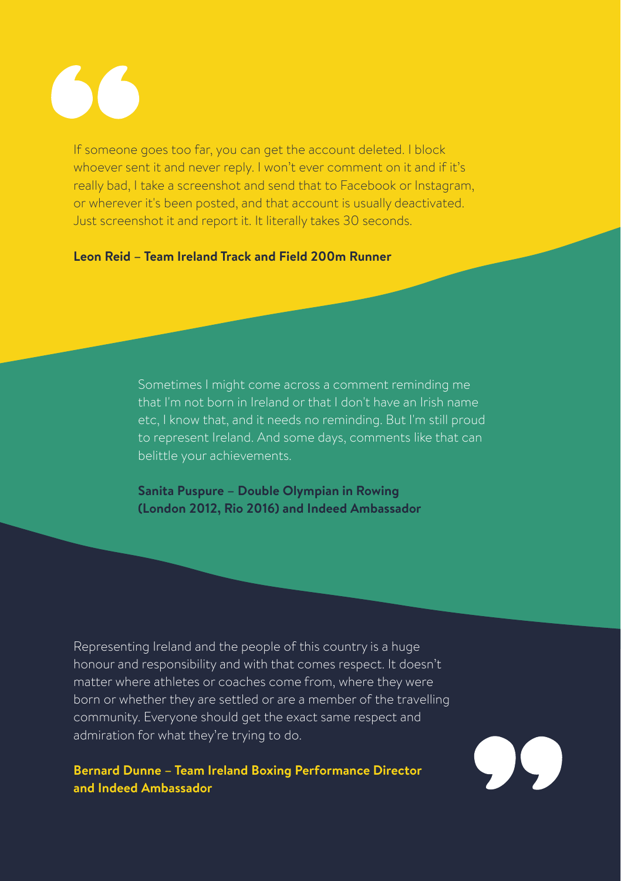If someone goes too far, you can get the account deleted. I block whoever sent it and never reply. I won't ever comment on it and if it's really bad, I take a screenshot and send that to Facebook or Instagram, or wherever it's been posted, and that account is usually deactivated. Just screenshot it and report it. It literally takes 30 seconds.

**Leon Reid – Team Ireland Track and Field 200m Runner**

Sometimes I might come across a comment reminding me that I'm not born in Ireland or that I don't have an Irish name etc, I know that, and it needs no reminding. But I'm still proud to represent Ireland. And some days, comments like that can belittle your achievements.

**Sanita Puspure – Double Olympian in Rowing (London 2012, Rio 2016) and Indeed Ambassador**

Representing Ireland and the people of this country is a huge honour and responsibility and with that comes respect. It doesn't matter where athletes or coaches come from, where they were born or whether they are settled or are a member of the travelling community. Everyone should get the exact same respect and admiration for what they're trying to do.

**Bernard Dunne – Team Ireland Boxing Performance Director and Indeed Ambassador**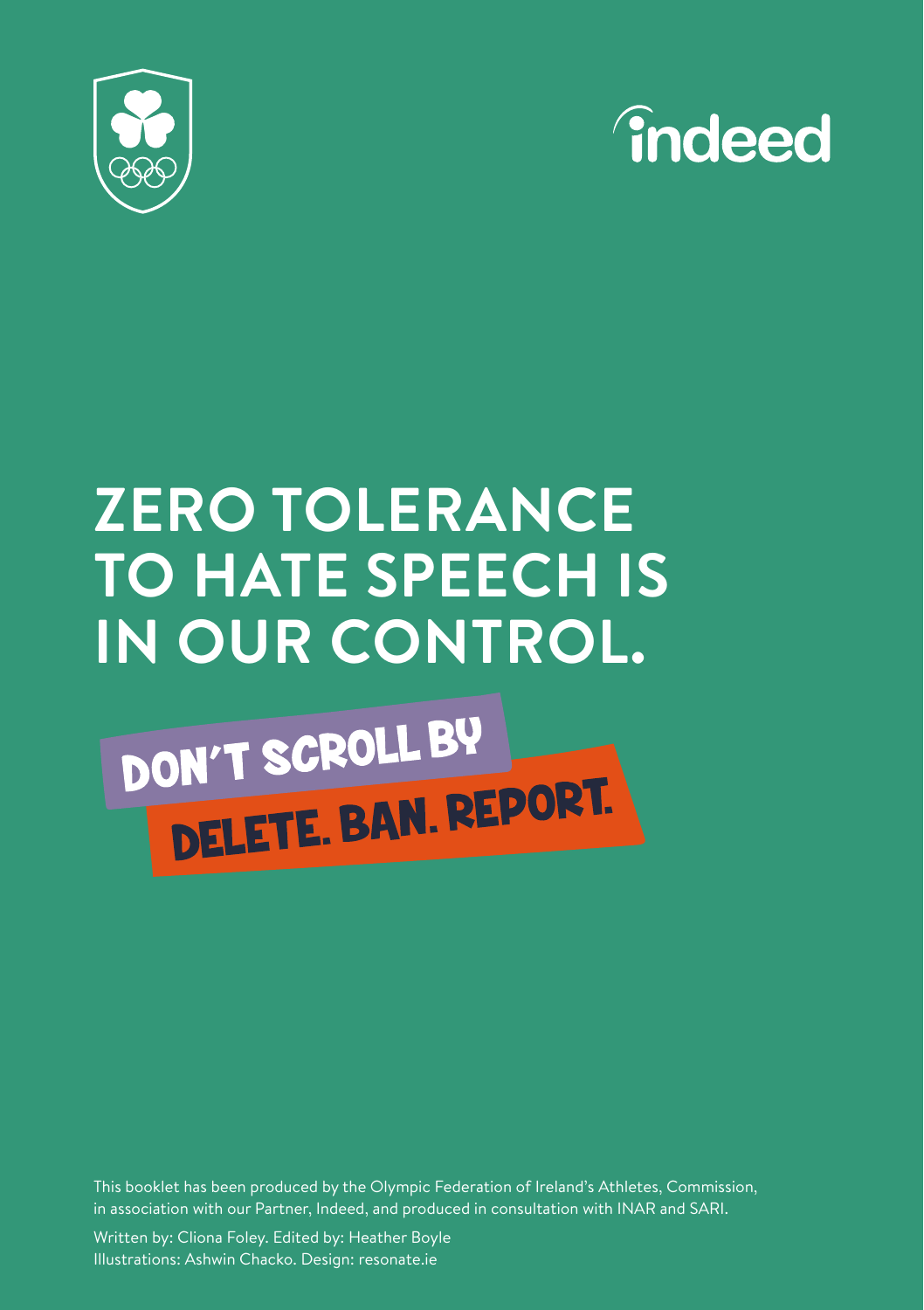# ZERO TOLERANCE TO HATE SPEECH IS IN OUR CONTROL.

**DON'T SCROLL BY**

**DELETE. BAN. REPORT.**

This booklet has been produced by the Olympic Federation of Ireland's Athletes, Commission, in association with our Partner, Indeed, and produced in consultation with INAR and SARI.

Written by: Cliona Foley. Edited by: Heather Boyle
Illustrations: Ashwin Chacko. Design: resonate.ie